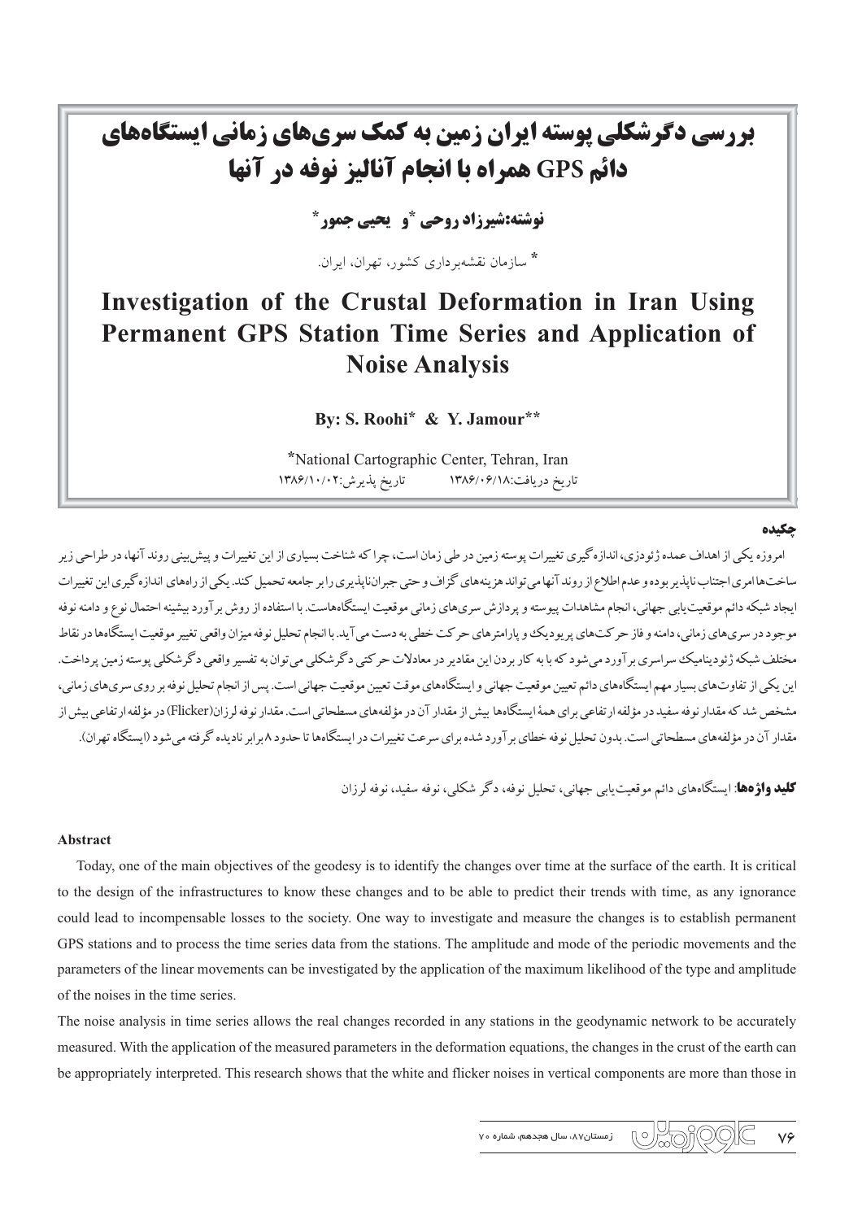# بررسی دگرشکلی پوسته ایران زمین به کمک سری‌های زمانی ایستگاه‌های دائم GPS همراه با انجام آنالیز نوفه در آنها

**نوشته:شیرزاد روحی \*و یحیی جمور\***

\* سازمان نقشه‌برداری کشور، تهران، ایران.

# Investigation of the Crustal Deformation in Iran Using Permanent GPS Station Time Series and Application of Noise Analysis

**By: S. Roohi\* & Y. Jamour\*\***

\*National Cartographic Center, Tehran, Iran

تاریخ دریافت:۱۳۸۶/۰۶/۱۸ تاریخ پذیرش:۱۳۸۶/۱۰/۰۲

## چکیده

امروزه یکی از اهداف عمده ژئودزی، اندازه‌گیری تغییرات پوسته زمین در طی زمان است، چرا که شناخت بسیاری از این تغییرات و پیش‌بینی روند آنها، در طراحی زیر ساخت‌ها امری اجتناب ناپذیر بوده و عدم اطلاع از روند آنها می‌تواند هزینه‌های گزاف و حتی جبران‌ناپذیری را بر جامعه تحمیل کند. یکی از راه‌های اندازه‌گیری این تغییرات ایجاد شبکه دائم موقعیت‌یابی جهانی، انجام مشاهدات پیوسته و پردازش سری‌های زمانی موقعیت ایستگاه‌هاست. با استفاده از روش برآورد بیشینه احتمال نوع و دامنه نوفه موجود در سری‌های زمانی، دامنه و فاز حرکت‌های پریودیک و پارامترهای حرکت خطی به دست می‌آید. با انجام تحلیل نوفه میزان واقعی تغییر موقعیت ایستگاه‌ها در نقاط مختلف شبکه ژئودینامیک سراسری برآورد می‌شود که با به کار بردن این مقادیر در معادلات حرکتی دگرشکلی می‌توان به تفسیر واقعی دگرشکلی پوسته زمین پرداخت. این یکی از تفاوت‌های بسیار مهم ایستگاه‌های دائم تعیین موقعیت جهانی و ایستگاه‌های موقت تعیین موقعیت جهانی است. پس از انجام تحلیل نوفه بر روی سری‌های زمانی، مشخص شد که مقدار نوفه سفید در مؤلفه ارتفاعی برای همهٔ ایستگاه‌ها بیش از مقدار آن در مؤلفه‌های مسطحاتی است. مقدار نوفه لرزان(Flicker) در مؤلفه ارتفاعی بیش از مقدار آن در مؤلفه‌های مسطحاتی است. بدون تحلیل نوفه خطای برآورد شده برای سرعت تغییرات در ایستگاه‌ها تا حدود ۸ برابر نادیده گرفته می‌شود (ایستگاه تهران).

**کلید واژه‌ها**: ایستگاه‌های دائم موقعیت‌یابی جهانی، تحلیل نوفه، دگر شکلی، نوفه سفید، نوفه لرزان

## Abstract

Today, one of the main objectives of the geodesy is to identify the changes over time at the surface of the earth. It is critical to the design of the infrastructures to know these changes and to be able to predict their trends with time, as any ignorance could lead to incompensable losses to the society. One way to investigate and measure the changes is to establish permanent GPS stations and to process the time series data from the stations. The amplitude and mode of the periodic movements and the parameters of the linear movements can be investigated by the application of the maximum likelihood of the type and amplitude of the noises in the time series.

The noise analysis in time series allows the real changes recorded in any stations in the geodynamic network to be accurately measured. With the application of the measured parameters in the deformation equations, the changes in the crust of the earth can be appropriately interpreted. This research shows that the white and flicker noises in vertical components are more than those in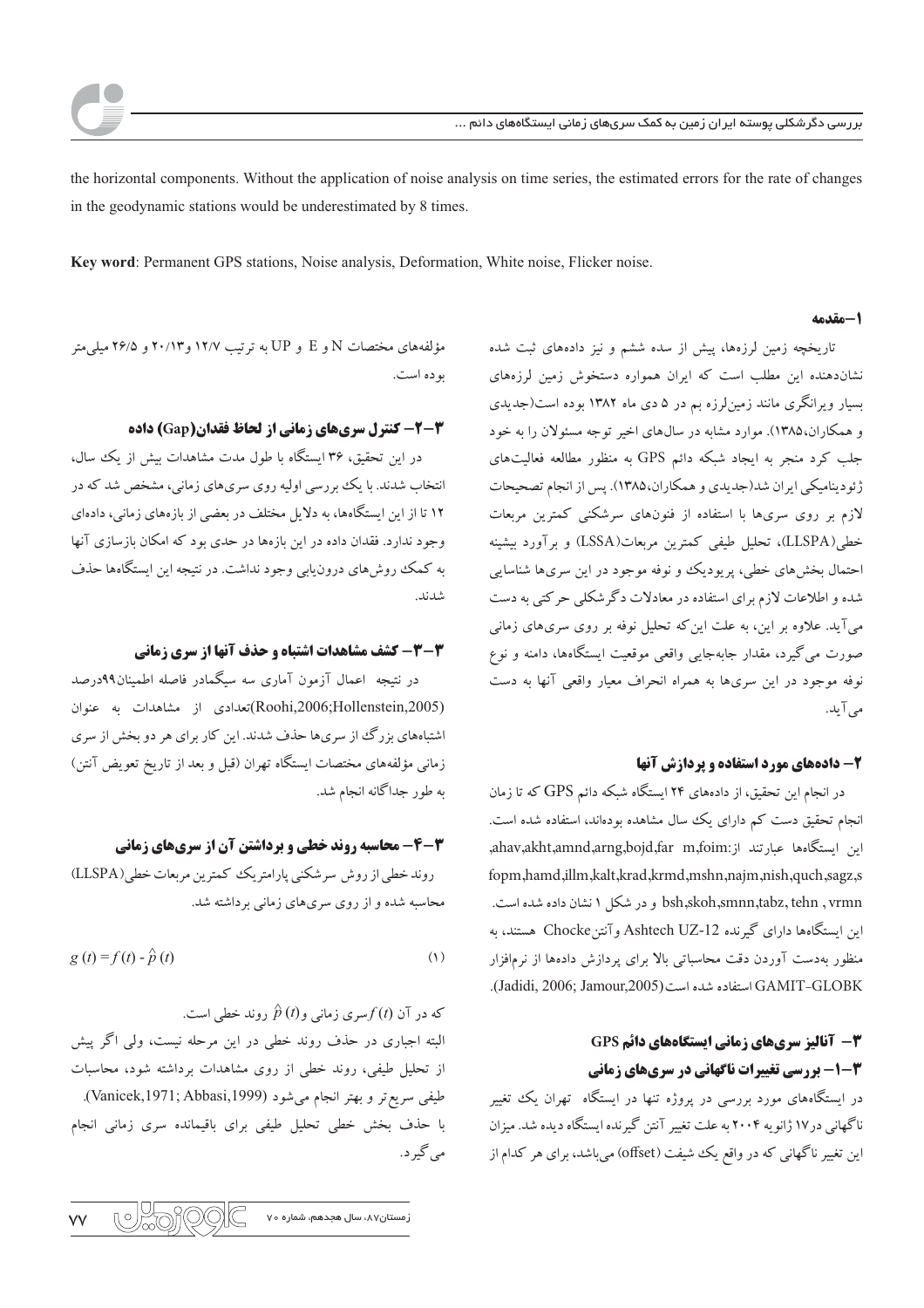the horizontal components. Without the application of noise analysis on time series, the estimated errors for the rate of changes in the geodynamic stations would be underestimated by 8 times.

**Key word**: Permanent GPS stations, Noise analysis, Deformation, White noise, Flicker noise.

## ۱–مقدمه

تاریخچه زمین لرزه‌ها، پیش از سده ششم و نیز داده‌های ثبت شده نشان‌دهنده این مطلب است که ایران همواره دستخوش زمین لرزه‌های بسیار ویرانگری مانند زمین‌لرزه بم در ۵ دی ماه ۱۳۸۲ بوده است(جدیدی و همکاران،۱۳۸۵). موارد مشابه در سال‌های اخیر توجه مسئولان را به خود جلب کرد منجر به ایجاد شبکه دائم GPS به منظور مطالعه فعالیت‌های ژئودینامیکی ایران شد(جدیدی و همکاران،۱۳۸۵). پس از انجام تصحیحات لازم بر روی سری‌ها با استفاده از فنون‌های سرشکنی کمترین مربعات خطی(LLSPA)، تحلیل طیفی کمترین مربعات(LSSA) و برآورد بیشینه احتمال بخش‌های خطی، پریودیک و نوفه موجود در این سری‌ها شناسایی شده و اطلاعات لازم برای استفاده در معادلات دگرشکلی حرکتی به دست می‌آید. علاوه بر این، به علت این‌که تحلیل نوفه بر روی سری‌های زمانی صورت می‌گیرد، مقدار جابه‌جایی واقعی موقعیت ایستگاه‌ها، دامنه و نوع نوفه موجود در این سری‌ها به همراه انحراف معیار واقعی آنها به دست می‌آید.

## ۲– داده‌های مورد استفاده و پردازش آنها

در انجام این تحقیق، از داده‌های ۲۴ ایستگاه شبکه دائم GPS که تا زمان انجام تحقیق دست کم دارای یک سال مشاهده بوده‌اند، استفاده شده است. این ایستگاه‌ها عبارتند از: ahav,akht,amnd,arng,bojd,far m,foim, fopm,hamd,illm,kalt,krad,krmd,mshn,najm,nish,quch,sagz,s bsh,skoh,smnn,tabz, tehn , vrmn و در شکل ۱ نشان داده شده است. این ایستگاه‌ها دارای گیرنده Ashtech UZ-12 وآنتن Chocke هستند، به منظور به‌دست آوردن دقت محاسباتی بالا برای پردازش داده‌ها از نرم‌افزار GAMIT-GLOBK استفاده شده است(Jadidi, 2006; Jamour,2005).

## ۳– آنالیز سری‌های زمانی ایستگاه‌های دائم GPS

### ۳–۱– بررسی تغییرات ناگهانی در سری‌های زمانی

در ایستگاه‌های مورد بررسی در پروژه تنها در ایستگاه تهران یک تغییر ناگهانی در۱۷ ژانویه ۲۰۰۴ به علت تغییر آنتن گیرنده ایستگاه دیده شد. میزان این تغییر ناگهانی که در واقع یک شیفت (offset) می‌باشد، برای هر کدام از مؤلفه‌های مختصات N و E و UP به ترتیب ۱۲/۷ و۲۰/۱۳ و ۲۶/۵ میلی‌متر بوده است.

### ۳–۲– کنترل سری‌های زمانی از لحاظ فقدان(Gap) داده

در این تحقیق، ۳۶ ایستگاه با طول مدت مشاهدات بیش از یک سال، انتخاب شدند. با یک بررسی اولیه روی سری‌های زمانی، مشخص شد که در ۱۲ تا از این ایستگاه‌ها، به دلایل مختلف در بعضی از بازه‌های زمانی، داده‌ای وجود ندارد. فقدان داده در این بازه‌ها در حدی بود که امکان بازسازی آنها به کمک روش‌های درون‌یابی وجود نداشت. در نتیجه این ایستگاه‌ها حذف شدند.

### ۳–۳– کشف مشاهدات اشتباه و حذف آنها از سری زمانی

در نتیجه اعمال آزمون آماری سه سیگمادر فاصله اطمینان۹۹درصد (Roohi,2006;Hollenstein,2005)تعدادی از مشاهدات به عنوان اشتباه‌های بزرگ از سری‌ها حذف شدند. این کار برای هر دو بخش از سری زمانی مؤلفه‌های مختصات ایستگاه تهران (قبل و بعد از تاریخ تعویض آنتن) به طور جداگانه انجام شد.

### ۳–۴– محاسبه روند خطی و برداشتن آن از سری‌های زمانی

روند خطی از روش سرشکنی پارامتریک کمترین مربعات خطی(LLSPA) محاسبه شده و از روی سری‌های زمانی برداشته شد.

$$g(t) = f(t) - \hat{p}(t) \tag{1}$$

که در آن $f(t)$ سری زمانی و $\hat{p}(t)$ روند خطی است.

البته اجباری در حذف روند خطی در این مرحله نیست، ولی اگر پیش از تحلیل طیفی، روند خطی از روی مشاهدات برداشته شود، محاسبات طیفی سریع‌تر و بهتر انجام می‌شود (Vanicek,1971; Abbasi,1999). با حذف بخش خطی تحلیل طیفی برای باقیمانده سری زمانی انجام می‌گیرد.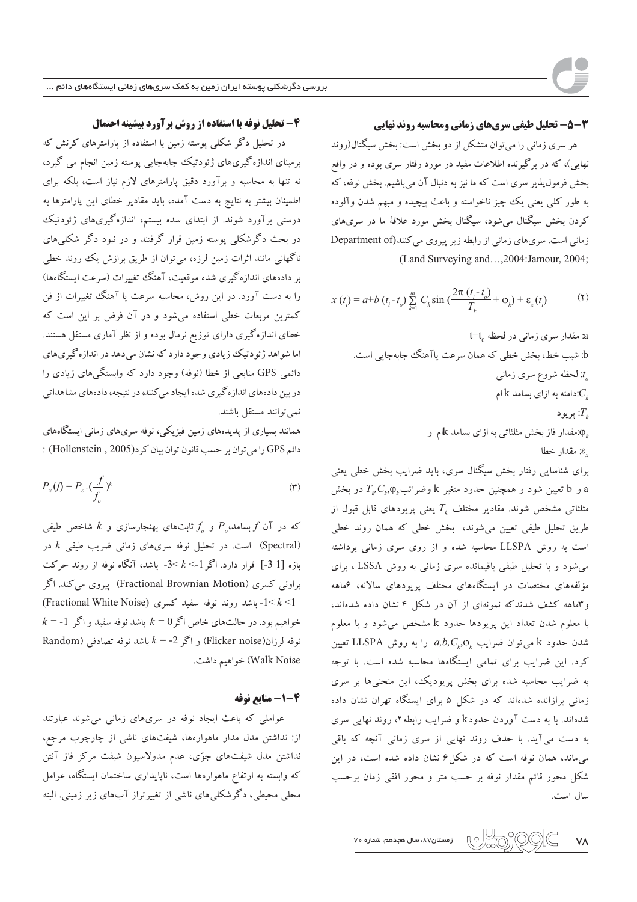## ۳-۵- تحلیل طیفی سری‌های زمانی ومحاسبه روند نهایی

هر سری زمانی را می‌توان متشکل از دو بخش است: بخش سیگنال(روند نهایی)، که در برگیرنده اطلاعات مفید در مورد رفتار سری بوده و در واقع بخش فرمول‌پذیر سری است که ما نیز به دنبال آن می‌باشیم. بخش نوفه، که به طور کلی یعنی یک چیز ناخواسته و باعث پیچیده و مبهم شدن وآلوده کردن بخش سیگنال می‌شود، سیگنال بخش مورد علاقهٔ ما در سری‌های زمانی است. سری‌های زمانی از رابطه زیر پیروی می‌کنند(Department of Land Surveying and…,2004:Jamour, 2004;)

$$x(t_i) = a + b(t_i - t_o) \sum_{k=1}^{m} C_k \sin\left(\frac{2\pi (t_i - t_o)}{T_k} + \varphi_k\right) + \varepsilon_x(t_i) \qquad (۲)$$

a: مقدار سری زمانی در لحظه $t=t_0$

b: شیب خط، بخش خطی که همان سرعت یاآهنگ جابه‌جایی است.

$t_o$: لحظه شروع سری زمانی

$C_k$:دامنه به ازای بسامد k ام

$T_k$: پریود

$\varphi_k$:مقدار فاز بخش مثلثاتی به ازای بسامد kام و

$\varepsilon_x$: مقدار خطا

برای شناسایی رفتار بخش سیگنال سری، باید ضرایب بخش خطی یعنی a و b تعیین شود و همچنین حدود متغیر k وضرائب $T_k, C_k, \varphi_k$ در بخش مثلثاتی مشخص شوند. مقادیر مختلف $T_k$ یعنی پریودهای قابل قبول از طریق تحلیل طیفی تعیین می‌شوند، بخش خطی که همان روند خطی است به روش LLSPA محاسبه شده و از روی سری زمانی برداشته می‌شود و با تحلیل طیفی باقیمانده سری زمانی به روش LSSA ، برای مؤلفه‌های مختصات در ایستگاه‌های مختلف پریودهای سالانه، ۶ماهه و۳ماهه کشف شدندکه نمونه‌ای از آن در شکل ۴ نشان داده شده‌اند، با معلوم شدن تعداد این پریودها حدود k مشخص می‌شود و با معلوم شدن حدود k می‌توان ضرایب $a, b, C_k, \varphi_k$ را به روش LLSPA تعیین کرد. این ضرایب برای تمامی ایستگاه‌ها محاسبه شده است. با توجه به ضرایب محاسبه شده برای بخش پریودیک، این منحنی‌ها بر سری زمانی برازانده شده‌اند که در شکل ۵ برای ایستگاه تهران نشان داده شده‌اند. با به دست آوردن حدودk و ضرایب رابطه۲، روند نهایی سری به دست می‌آید. با حذف روند نهایی از سری زمانی آنچه که باقی می‌ماند، همان نوفه است که در شکل۶ نشان داده شده است، در این شکل محور قائم مقدار نوفه بر حسب متر و محور افقی زمان برحسب سال است.

## ۴- تحلیل نوفه با استفاده از روش برآورد بیشینه احتمال

در تحلیل دگر شکلی پوسته زمین با استفاده از پارامترهای کرنش که برمبنای اندازه‌گیری‌های ژئودتیک جابه‌جایی پوسته زمین انجام می گیرد، نه تنها به محاسبه و برآورد دقیق پارامترهای لازم نیاز است، بلکه برای اطمینان بیشتر به نتایج به دست آمده، باید مقادیر خطای این پارامترها به درستی برآورد شوند. از ابتدای سده بیستم، اندازه‌گیری‌های ژئودتیک در بحث دگرشکلی پوسته زمین قرار گرفتند و در نبود دگر شکلی‌های ناگهانی مانند اثرات زمین لرزه، می‌توان از طریق برازش یک روند خطی بر داده‌های اندازه‌گیری شده موقعیت، آهنگ تغییرات (سرعت ایستگاه‌ها) را به دست آورد. در این روش، محاسبه سرعت یا آهنگ تغییرات از فن کمترین مربعات خطی استفاده می‌شود و در آن فرض بر این است که خطای اندازه‌گیری دارای توزیع نرمال بوده و از نظر آماری مستقل هستند. اما شواهد ژئودتیک زیادی وجود دارد که نشان می‌دهد در اندازه‌گیری‌های دائمی GPS منابعی از خطا (نوفه) وجود دارد که وابستگی‌های زیادی را در بین داده‌های اندازه‌گیری شده ایجاد می‌کنند در نتیجه، داده‌های مشاهداتی نمی‌توانند مستقل باشند.

همانند بسیاری از پدیده‌های زمین فیزیکی، نوفه سری‌های زمانی ایستگاه‌های دائم GPS را می‌توان بر حسب قانون توان بیان کرد(Hollenstein , 2005) :

$$P_x(f) = P_o \cdot \left(\frac{f}{f_o}\right)^k \qquad (۳)$$

که در آن $f$ بسامد، $P_o$ و $f_o$ ثابت‌های بهنجارسازی و $k$ شاخص طیفی (Spectral) است. در تحلیل نوفه سری‌های زمانی ضریب طیفی $k$ در بازه [1 3-] قرار دارد. اگر $-3 < k < -1$ باشد، آنگاه نوفه از روند حرکت براونی کسری (Fractional Brownian Motion) پیروی می‌کند. اگر $-1 < k < 1$ باشد روند نوفه سفید کسری (Fractional White Noise) خواهیم بود. در حالت‌های خاص اگر $k = 0$ باشد نوفه سفید و اگر $k = -1$ نوفه لرزان(Flicker noise) و اگر $k = -2$ باشد نوفه تصادفی (Random Walk Noise) خواهیم داشت.

### ۱-۴- منابع نوفه

عواملی که باعث ایجاد نوفه در سری‌های زمانی می‌شوند عبارتند از: نداشتن مدل مدار ماهواره‌ها، شیفت‌های ناشی از چارچوب مرجع، نداشتن مدل شیفت‌های جوّی، عدم مدولاسیون شیفت مرکز فاز آنتن که وابسته به ارتفاع ماهواره‌ها است، ناپایداری ساختمان ایستگاه، عوامل محلی محیطی، دگرشکلی‌های ناشی از تغییرتراز آب‌های زیر زمینی. البته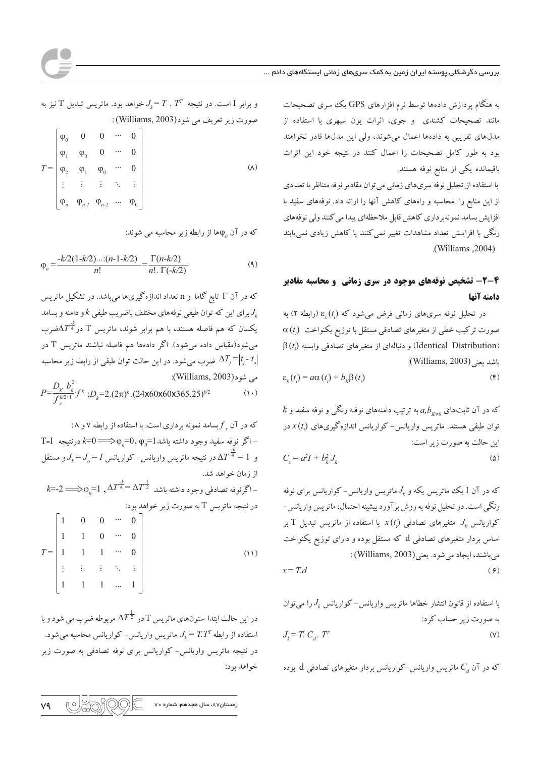به هنگام پردازش داده‌ها توسط نرم افزارهای GPS یک سری تصحیحات مانند تصحیحات کشندی و جوی، اثرات یون سپهری با استفاده از مدل‌های تقریبی به داده‌ها اعمال می‌شوند، ولی این مدل‌ها قادر نخواهند بود به طور کامل تصحیحات را اعمال کنند در نتیجه خود این اثرات باقیمانده یکی از منابع نوفه هستند.

با استفاده از تحلیل نوفه سری‌های زمانی می‌توان مقادیر نوفه متناظر با تعدادی از این منابع را محاسبه و راه‌های کاهش آنها را ارائه داد. نوفه‌های سفید با افزایش بسامد نمونه‌برداری کاهش قابل ملاحظه‌ای پیدا می‌کنند ولی نوفه‌های رنگی با افزایش تعداد مشاهدات تغییر نمی‌کنند یا کاهش زیادی نمی‌یابند (Williams ,2004).

## ۴-۲- تشخیص نوفه‌های موجود در سری زمانی و محاسبه مقادیر دامنه آنها

در تحلیل نوفه سری‌های زمانی فرض می‌شود که $\varepsilon_x(t_i)$ (رابطه ۲) به صورت ترکیب خطی از متغیرهای تصادفی مستقل با توزیع یکنواخت $\alpha(t_i)$ (Identical Distribution) و دنباله‌ای از متغیرهای تصادفی وابسته $\beta(t_i)$ باشد یعنی (Williams, 2003):

$$\varepsilon_k(t_i) = a\alpha(t_i) + b_k\beta(t_i) \tag{۴}$$

که در آن ثابت‌های $a, b_{K\neq 0}$ به ترتیب دامنه‌های نوفه رنگی و نوفه سفید و $k$ توان طیفی هستند. ماتریس واریانس- کواریانس اندازه‌گیری‌های $x(t_i)$ در این حالت به صورت زیر است:

$$C_x = a^2 I + b_k^2 J_k \tag{۵}$$

که در آن I یک ماتریس یکه و $J_k$ ماتریس واریانس- کواریانس برای نوفه رنگی است. در تحلیل نوفه به روش برآورد بیشینه احتمال، ماتریس واریانس- کواریانس $J_k$ متغیرهای تصادفی $x(t_i)$ با استفاده از ماتریس تبدیل T بر اساس بردار متغیرهای تصادفی d که مستقل بوده و دارای توزیع یکنواخت می‌باشند، ایجاد می‌شود. یعنی (Williams, 2003):

$$x = T.d \tag{۶}$$

با استفاده از قانون انتشار خطاها ماتریس واریانس- کواریانس $J_k$ را می‌توان به صورت زیر حساب کرد:

$$J_k = T.\, C_d.\, T^T \tag{۷}$$

که در آن $C_d$ ماتریس واریانس-کواریانس بردار متغیرهای تصادفی d بوده و برابر I است. در نتیجه $J_k = T\,.\,T^T$ خواهد بود. ماتریس تبدیل T نیز به صورت زیر تعریف می شود (Williams, 2003):

$$T = \begin{bmatrix} \varphi_0 & 0 & 0 & \cdots & 0 \\ \varphi_1 & \varphi_0 & 0 & \cdots & 0 \\ \varphi_2 & \varphi_1 & \varphi_0 & \cdots & 0 \\ \vdots & \vdots & \vdots & \ddots & \vdots \\ \varphi_n & \varphi_{n-1} & \varphi_{n-2} & \cdots & \varphi_0 \end{bmatrix} \tag{۸}$$

که در آن $\varphi_n$ها از رابطه زیر محاسبه می شوند:

$$\varphi_n = \frac{-k/2(1-k/2)\ldots(n-1-k/2)}{n!} = \frac{\Gamma(n-k/2)}{n!.\,\Gamma(-k/2)} \tag{۹}$$

که در آن $\Gamma$ تابع گاما و n تعداد اندازه‌گیری‌ها می‌باشد. در تشکیل ماتریس $J_k$ برای این که توان طیفی نوفه‌های مختلف باضریب طیفی $k$ و دامنه و بسامد یکسان که هم فاصله هستند، با هم برابر شوند، ماتریس T در $\Delta T^{\frac{-k}{4}}$ ضرب می‌شود (مقیاس داده می‌شود). اگر داده‌ها هم فاصله نباشند ماتریس T در $\Delta T_j = |t_j - t_o|$ ضرب می‌شود. در این حالت توان طیفی از رابطه زیر محاسبه می شود (Williams, 2003):

$$P = \frac{D_k\, b_k^2}{f_s^{k/2+1}} \cdot f^k \;;\; D_k = 2.(2\pi)^k.(24\text{x}60\text{x}60\text{x}365.25)^{k/2} \tag{۱۰}$$

که در آن $f_s$ بسامد نمونه برداری است. با استفاده از رابطه ۷ و ۸:

- اگر نوفه سفید وجود داشته باشد $k=0 \Longrightarrow \varphi_n=0,\ \varphi_0=1$ درنتیجه T=I و $\Delta T^{\frac{-k}{4}} = 1$ در نتیجه ماتریس واریانس- کواریانس $J_k = J_o = I$ و مستقل از زمان خواهد شد.

- اگرنوفه تصادفی وجود داشته باشد $k=-2 \Longrightarrow \varphi_n=1\ ,\ \Delta T^{\frac{-k}{4}} = \Delta T^{\frac{1}{2}}$ در نتیجه ماتریس T به صورت زیر خواهد بود:

$$T = \begin{bmatrix} 1 & 0 & 0 & \cdots & 0 \\ 1 & 1 & 0 & \cdots & 0 \\ 1 & 1 & 1 & \cdots & 0 \\ \vdots & \vdots & \vdots & \ddots & \vdots \\ 1 & 1 & 1 & \ldots & 1 \end{bmatrix} \tag{۱۱}$$

در این حالت ابتدا ستون‌های ماتریس T در $\Delta T^{\frac{1}{2}}$ مربوطه ضرب می شود و با استفاده از رابطه $J_k = T.T^T$ ماتریس واریانس- کواریانس محاسبه می‌شود. در نتیجه ماتریس واریانس- کواریانس برای نوفه تصادفی به صورت زیر خواهد بود: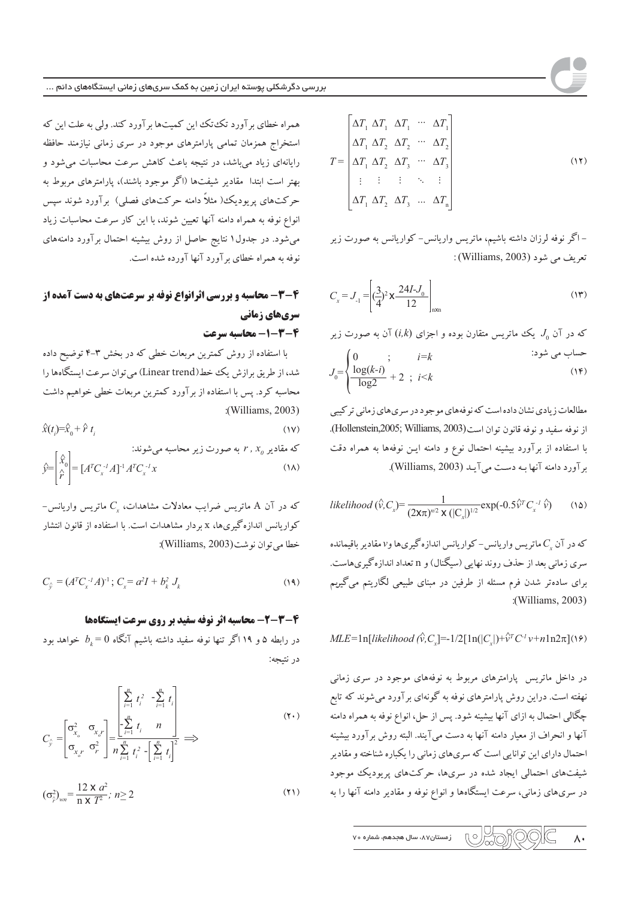$$T=\begin{bmatrix} \Delta T_1 & \Delta T_1 & \Delta T_1 & \cdots & \Delta T_1 \\ \Delta T_1 & \Delta T_2 & \Delta T_2 & \cdots & \Delta T_2 \\ \Delta T_1 & \Delta T_2 & \Delta T_3 & \cdots & \Delta T_3 \\ \vdots & \vdots & \vdots & \ddots & \vdots \\ \Delta T_1 & \Delta T_2 & \Delta T_3 & \cdots & \Delta T_n \end{bmatrix} \tag{۱۲}$$

- اگر نوفه لرزان داشته باشیم، ماتریس واریانس- کواریانس به صورت زیر تعریف می شود (Williams, 2003):

$$C_x = J_{-1} = \left[ (\tfrac{3}{4})^2 \times \frac{24I - J_0}{12} \right]_{n\times n} \tag{۱۳}$$

که در آن $J_0$ یک ماتریس متقارن بوده و اجزای $(i,k)$ آن به صورت زیر حساب می شود:

$$J_0=\begin{cases} 0 & ; \quad i=k \\ \dfrac{\log(k-i)}{\log 2}+2 & ; \quad i<k \end{cases} \tag{۱۴}$$

مطالعات زیادی نشان داده است که نوفه‌های موجود در سری‌های زمانی ترکیبی از نوفه سفید و نوفه قانون توان است(Hollenstein,2005; Williams, 2003). با استفاده از برآورد بیشینه احتمال نوع و دامنه این نوفه‌ها به همراه دقت برآورد دامنه آنها بـه دسـت مـی‌آیـد (Williams, 2003).

$$likelihood\,(\hat{v},C_x)= \frac{1}{(2\pi)^{n/2} \times (|C_x|)^{1/2}} \exp(-0.5\hat{v}^T C_x^{-1}\, \hat{v}) \tag{۱۵}$$

که در آن $C_x$ ماتریس واریانس- کواریانس اندازه‌گیری‌ها و $v$ مقادیر باقیمانده سری زمانی بعد از حذف روند نهایی (سیگنال) و n تعداد اندازه‌گیری‌هاست. برای ساده‌تر شدن فرم مسئله از طرفین در مبنای طبیعی لگاریتم می‌گیریم (Williams, 2003):

$$MLE=\ln[likelihood\,(\hat{v},C_x)]=-1/2[\ln(|C_x|)+\hat{v}^T C^{-1} v+n\ln 2\pi] \tag{۱۶}$$

در داخل ماتریس پارامترهای مربوط به نوفه‌های موجود در سری زمانی نهفته است. دراین روش پارامترهای نوفه به گونه‌ای برآورد می‌شوند که تابع چگالی احتمال به ازای آنها بیشینه شود. پس از حل، انواع نوفه به همراه دامنه آنها و انحراف از معیار دامنه آنها به دست می‌آیند. البته روش برآورد بیشینه احتمال دارای این توانایی است که سری‌های زمانی را یکباره شناخته و مقادیر شیفت‌های احتمالی ایجاد شده در سری‌ها، حرکت‌های پریودیک موجود در سری‌های زمانی، سرعت ایستگاه‌ها و انواع نوفه و مقادیر دامنه آنها را به همراه خطای برآورد تک‌تک این کمیت‌ها برآورد کند. ولی به علت این که استخراج همزمان تمامی پارامترهای موجود در سری زمانی نیازمند حافظه رایانه‌ای زیاد می‌باشد، در نتیجه باعث کاهش سرعت محاسبات می‌شود و بهتر است ابتدا مقادیر شیفت‌ها (اگر موجود باشند)، پارامترهای مربوط به حرکت‌های پریودیک( مثلاً دامنه حرکت‌های فصلی) برآورد شوند سپس انواع نوفه به همراه دامنه آنها تعیین شوند، با این کار سرعت محاسبات زیاد می‌شود. در جدول۱ نتایج حاصل از روش بیشینه احتمال برآورد دامنه‌های نوفه به همراه خطای برآورد آنها آورده شده است.

## ۴-۳- محاسبه و بررسی اثرانواع نوفه بر سرعت‌های به دست آمده از سری‌های زمانی

### ۴-۳-۱- محاسبه سرعت

با استفاده از روش کمترین مربعات خطی که در بخش ۳-۴ توضیح داده شد، از طریق برازش یک خط(Linear trend) می‌توان سرعت ایستگاه‌ها را محاسبه کرد. پس با استفاده از برآورد کمترین مربعات خطی خواهیم داشت (Williams, 2003):

$$\hat{x}(t_i)=\hat{x}_0+\hat{r}\, t_i \tag{۱۷}$$

که مقادیر $r$ , $x_0$ به صورت زیر محاسبه می‌شوند:

$$\hat{y}=\begin{bmatrix}\hat{x}_0\\ \hat{r}\end{bmatrix}=[A^T C_x^{-1} A]^{-1} A^T C_x^{-1} x \tag{۱۸}$$

که در آن A ماتریس ضرایب معادلات مشاهدات، $C_x$ ماتریس واریانس- کواریانس اندازه‌گیری‌ها، x بردار مشاهدات است. با استفاده از قانون انتشار خطا می‌توان نوشت(Williams, 2003):

$$C_{\hat{y}}=(A^T C_x^{-1} A)^{-1}\; ; \; C_x=a^2 I+b_k^2\, J_k \tag{۱۹}$$

### ۴-۳-۲- محاسبه اثر نوفه سفید بر روی سرعت ایستگاه‌ها

در رابطه ۵ و ۱۹ اگر تنها نوفه سفید داشته باشیم آنگاه $b_k=0$ خواهد بود در نتیجه:

$$C_{\hat{y}}=\begin{bmatrix}\sigma^2_{x_o} & \sigma_{x_o r}\\ \sigma_{x_o r} & \sigma^2_r\end{bmatrix}=\frac{\begin{bmatrix}\sum_{i=1}^{n} t_i^2 & -\sum_{i=1}^{n} t_i\\ -\sum_{i=1}^{n} t_i & n\end{bmatrix}}{n\sum_{i=1}^{n} t_i^2-\left[\sum_{i=1}^{n} t_i\right]^2} \Longrightarrow \tag{۲۰}$$

$$(\sigma^2_{\hat{r}})_{wn}=\frac{12\times a^2}{n\times T^2}\; ; \; n\geq 2 \tag{۲۱}$$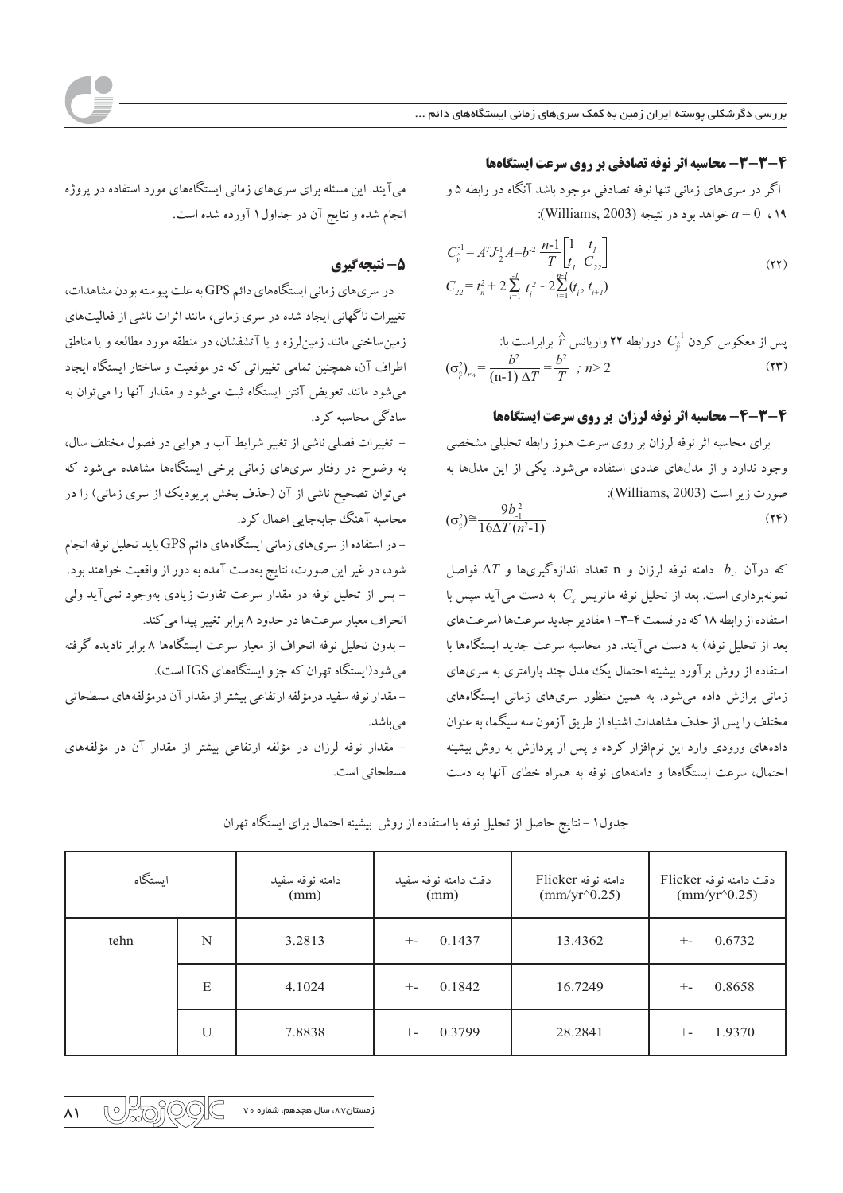### ۴-۳-۳- محاسبه اثر نوفه تصادفی بر روی سرعت ایستگاه‌ها

اگر در سری‌های زمانی تنها نوفه تصادفی موجود باشد آنگاه در رابطه ۵ و ۱۹ ، $a = 0$ خواهد بود در نتیجه (Williams, 2003):

$$C_{\hat{y}}^{-1} = A^T J_2^{-1} A = b^{-2}\, \frac{n-1}{T} \begin{bmatrix} 1 & t_1 \\ t_1 & C_{22} \end{bmatrix} \qquad (۲۲)$$

$$C_{22} = t_n^2 + 2\sum_{i=1}^{n-1} t_i^2 - 2\sum_{i=1}^{n-1} (t_i, t_{i+1})$$

پس از معکوس کردن $C_{\hat{y}}^{-1}$ دررابطه ۲۲ واریانس $\hat{r}$ برابراست با:

$$(\sigma_{\hat{r}}^2)_{rw} = \frac{b^2}{(n-1)\,\Delta T} = \frac{b^2}{T} \;\; ; \; n \geq 2 \qquad (۲۳)$$

### ۴-۳-۴- محاسبه اثر نوفه لرزان بر روی سرعت ایستگاه‌ها

برای محاسبه اثر نوفه لرزان بر روی سرعت هنوز رابطه تحلیلی مشخصی وجود ندارد و از مدل‌های عددی استفاده می‌شود. یکی از این مدل‌ها به صورت زیر است (Williams, 2003):

$$(\sigma_{\hat{r}}^2) \cong \frac{9 b_{-1}^2}{16 \Delta T\, (n^2 - 1)} \qquad (۲۴)$$

که درآن $b_{-1}$ دامنه نوفه لرزان و n تعداد اندازه‌گیری‌ها و $\Delta T$ فواصل نمونه‌برداری است. بعد از تحلیل نوفه ماتریس $C_x$ به دست می‌آید سپس با استفاده از رابطه ۱۸ که در قسمت ۴-۳-۱ مقادیر جدید سرعت‌ها (سرعت‌های بعد از تحلیل نوفه) به دست می‌آیند. در محاسبه سرعت جدید ایستگاه‌ها با استفاده از روش برآورد بیشینه احتمال یک مدل چند پارامتری به سری‌های زمانی برازش داده می‌شود. به همین منظور سری‌های زمانی ایستگاه‌های مختلف را پس از حذف مشاهدات اشتباه از طریق آزمون سه سیگما، به عنوان داده‌های ورودی وارد این نرم‌افزار کرده و پس از پردازش به روش بیشینه احتمال، سرعت ایستگاه‌ها و دامنه‌های نوفه به همراه خطای آنها به دست می‌آیند. این مسئله برای سری‌های زمانی ایستگاه‌های مورد استفاده در پروژه انجام شده و نتایج آن در جداول ۱ آورده شده است.

## ۵- نتیجه‌گیری

در سری‌های زمانی ایستگاه‌های دائم GPS به علت پیوسته بودن مشاهدات، تغییرات ناگهانی ایجاد شده در سری زمانی، مانند اثرات ناشی از فعالیت‌های زمین‌ساختی مانند زمین‌لرزه و یا آتشفشان، در منطقه مورد مطالعه و یا مناطق اطراف آن، همچنین تمامی تغییراتی که در موقعیت و ساختار ایستگاه ایجاد می‌شود مانند تعویض آنتن ایستگاه ثبت می‌شود و مقدار آنها را می‌توان به سادگی محاسبه کرد.

- تغییرات فصلی ناشی از تغییر شرایط آب و هوایی در فصول مختلف سال، به وضوح در رفتار سری‌های زمانی برخی ایستگاه‌ها مشاهده می‌شود که می‌توان تصحیح ناشی از آن (حذف بخش پریودیک از سری زمانی) را در محاسبه آهنگ جابه‌جایی اعمال کرد.
- در استفاده از سری‌های زمانی ایستگاه‌های دائم GPS باید تحلیل نوفه انجام شود، در غیر این صورت، نتایج به‌دست آمده به دور از واقعیت خواهند بود.
- پس از تحلیل نوفه در مقدار سرعت تفاوت زیادی به‌وجود نمی‌آید ولی انحراف معیار سرعت‌ها در حدود ۸ برابر تغییر پیدا می‌کند.
- بدون تحلیل نوفه انحراف از معیار سرعت ایستگاه‌ها ۸ برابر نادیده گرفته می‌شود(ایستگاه تهران که جزو ایستگاه‌های IGS است).
- مقدار نوفه سفید درمؤلفه ارتفاعی بیشتر از مقدار آن درمؤلفه‌های مسطحاتی می‌باشد.
- مقدار نوفه لرزان در مؤلفه ارتفاعی بیشتر از مقدار آن در مؤلفه‌های مسطحاتی است.

جدول۱ - نتایج حاصل از تحلیل نوفه با استفاده از روش بیشینه احتمال برای ایستگاه تهران

| ایستگاه | | دامنه نوفه سفید (mm) | دقت دامنه نوفه سفید (mm) | دامنه نوفه Flicker (mm/yr^0.25) | دقت دامنه نوفه Flicker (mm/yr^0.25) |
|---|---|---|---|---|---|
| tehn | N | 3.2813 | +- 0.1437 | 13.4362 | +- 0.6732 |
| | E | 4.1024 | +- 0.1842 | 16.7249 | +- 0.8658 |
| | U | 7.8838 | +- 0.3799 | 28.2841 | +- 1.9370 |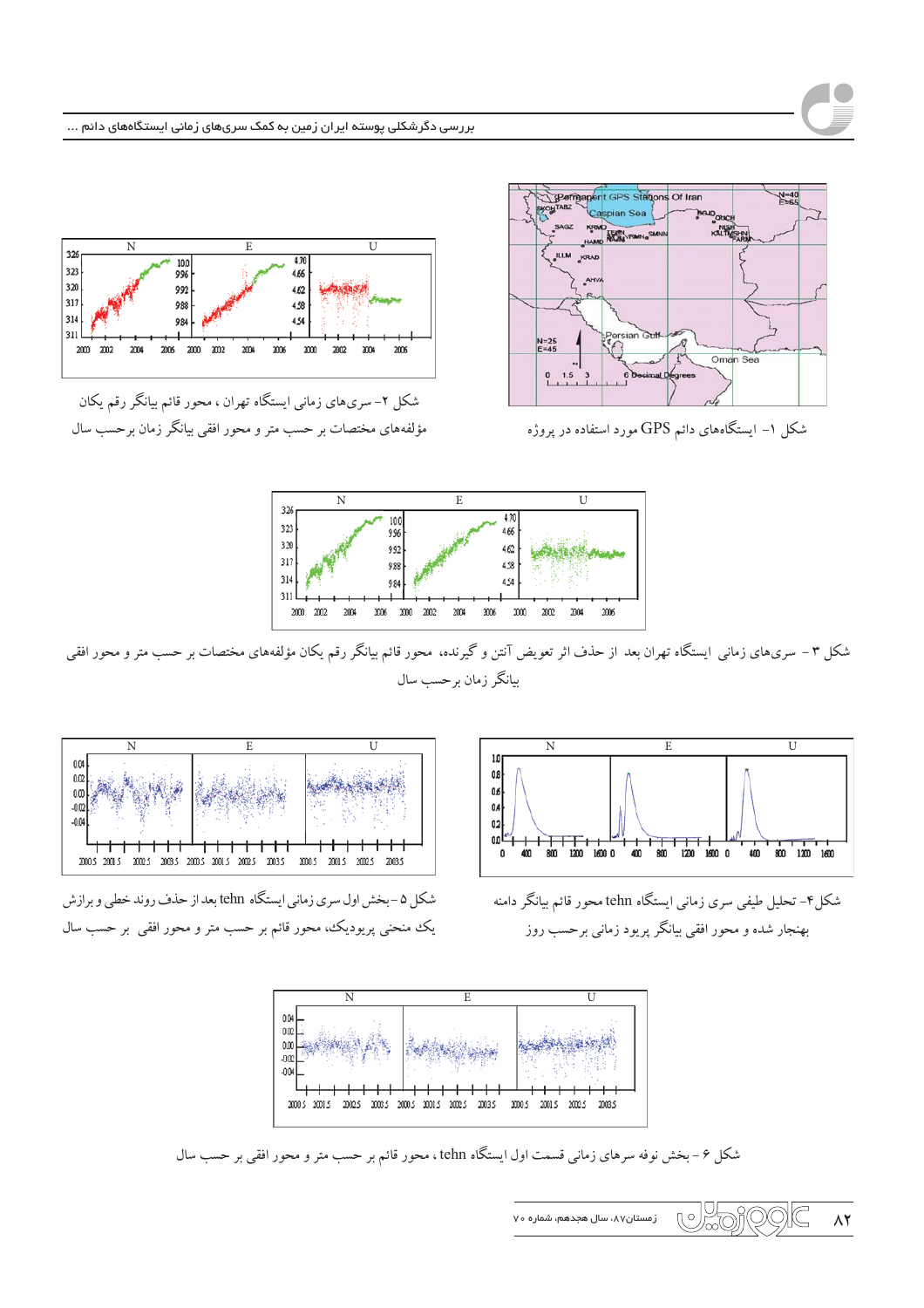شکل ۱- ایستگاه‌های دائم GPS مورد استفاده در پروژه

شکل ۲- سری‌های زمانی ایستگاه تهران، محور قائم بیانگر رقم یکان مؤلفه‌های مختصات بر حسب متر و محور افقی بیانگر زمان برحسب سال

شکل ۳ - سری‌های زمانی ایستگاه تهران بعد از حذف اثر تعویض آنتن و گیرنده، محور قائم بیانگر رقم یکان مؤلفه‌های مختصات بر حسب متر و محور افقی بیانگر زمان برحسب سال

شکل ۴- تحلیل طیفی سری زمانی ایستگاه tehn محور قائم بیانگر دامنه بهنجار شده و محور افقی بیانگر پریود زمانی برحسب روز

شکل ۵ -بخش اول سری زمانی ایستگاه tehn بعد از حذف روند خطی و برازش یک منحنی پریودیک، محور قائم بر حسب متر و محور افقی بر حسب سال

شکل ۶ - بخش نوفه سری‌های زمانی قسمت اول ایستگاه tehn، محور قائم بر حسب متر و محور افقی بر حسب سال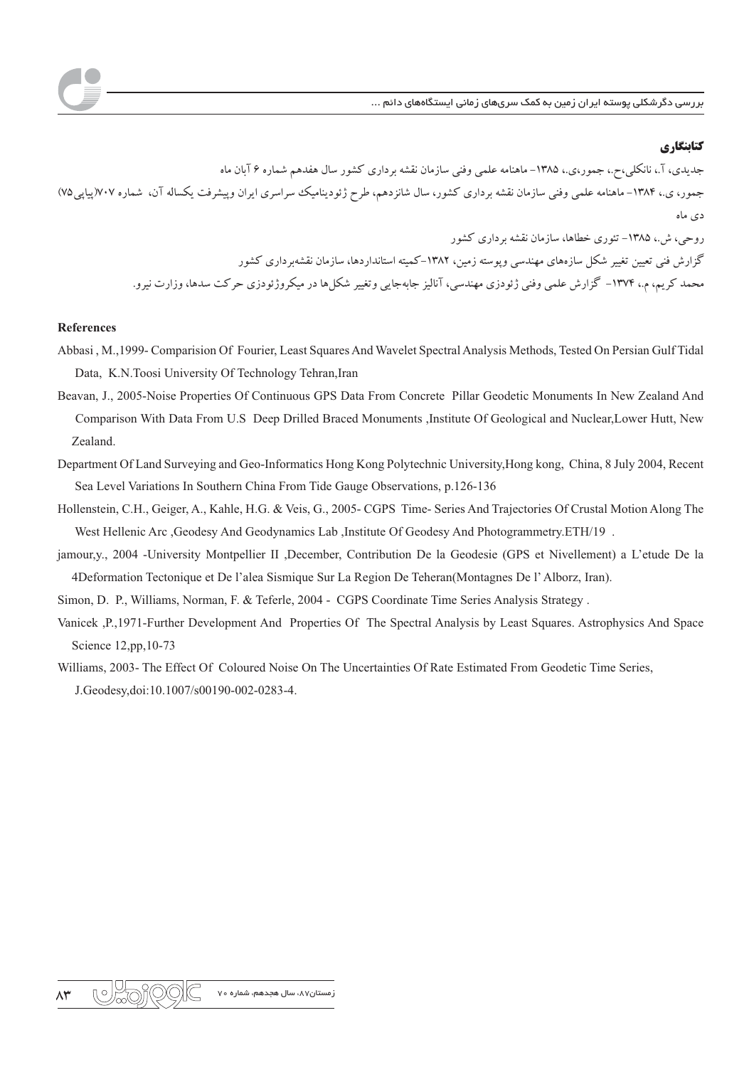## کتابنگاری

جدیدی، آ.، نانکلی،ح.، جمور،ی.، ۱۳۸۵- ماهنامه علمی وفنی سازمان نقشه برداری کشور سال هفدهم شماره ۶ آبان ماه

جمور، ی.، ۱۳۸۴- ماهنامه علمی وفنی سازمان نقشه برداری کشور، سال شانزدهم، طرح ژئودینامیک سراسری ایران وپیشرفت یکساله آن، شماره ۷۰۷(پیاپی۷۵) دی ماه

روحی، ش.، ۱۳۸۵- تئوری خطاها، سازمان نقشه برداری کشور

گزارش فنی تعیین تغییر شکل سازه‌های مهندسی وپوسته زمین، ۱۳۸۲-کمیته استانداردها، سازمان نقشه‌برداری کشور

محمد کریم، م.، ۱۳۷۴- گزارش علمی وفنی ژئودزی مهندسی، آنالیز جابه‌جایی وتغییر شکل‌ها در میکروژئودزی حرکت سدها، وزارت نیرو.

## References

Abbasi , M.,1999- Comparision Of Fourier, Least Squares And Wavelet Spectral Analysis Methods, Tested On Persian Gulf Tidal Data, K.N.Toosi University Of Technology Tehran,Iran

Beavan, J., 2005-Noise Properties Of Continuous GPS Data From Concrete Pillar Geodetic Monuments In New Zealand And Comparison With Data From U.S Deep Drilled Braced Monuments ,Institute Of Geological and Nuclear,Lower Hutt, New Zealand.

Department Of Land Surveying and Geo-Informatics Hong Kong Polytechnic University,Hong kong, China, 8 July 2004, Recent Sea Level Variations In Southern China From Tide Gauge Observations, p.126-136

Hollenstein, C.H., Geiger, A., Kahle, H.G. & Veis, G., 2005- CGPS Time- Series And Trajectories Of Crustal Motion Along The West Hellenic Arc ,Geodesy And Geodynamics Lab ,Institute Of Geodesy And Photogrammetry.ETH/19 .

jamour,y., 2004 -University Montpellier II ,December, Contribution De la Geodesie (GPS et Nivellement) a L'etude De la 4Deformation Tectonique et De l'alea Sismique Sur La Region De Teheran(Montagnes De l' Alborz, Iran).

Simon, D. P., Williams, Norman, F. & Teferle, 2004 - CGPS Coordinate Time Series Analysis Strategy .

Vanicek ,P.,1971-Further Development And Properties Of The Spectral Analysis by Least Squares. Astrophysics And Space Science 12,pp,10-73

Williams, 2003- The Effect Of Coloured Noise On The Uncertainties Of Rate Estimated From Geodetic Time Series, J.Geodesy,doi:10.1007/s00190-002-0283-4.